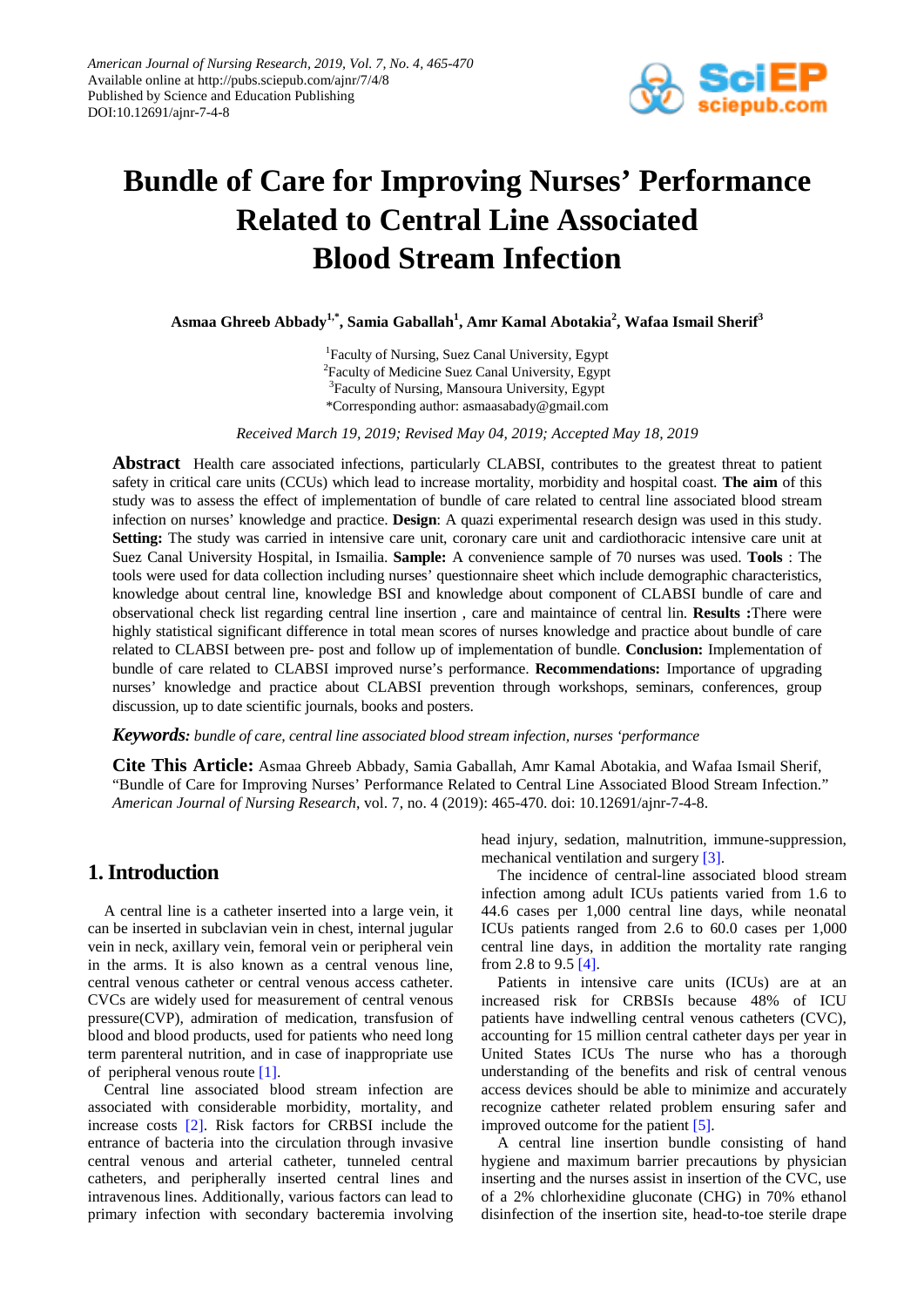American Journal of Nursing Research, 2019, Vol. 7, No. 4, 465-470
Available online at http://pubs.sciepub.com/ajnr/7/4/8
Published by Science and Education Publishing
DOI:10.12691/ajnr-7-4-8

# Bundle of Care for Improving Nurses' Performance Related to Central Line Associated Blood Stream Infection

**Asmaa Ghreeb Abbady[1,*], Samia Gaballah[1], Amr Kamal Abotakia[2], Wafaa Ismail Sherif[3]**

[1]Faculty of Nursing, Suez Canal University, Egypt
[2]Faculty of Medicine Suez Canal University, Egypt
[3]Faculty of Nursing, Mansoura University, Egypt
*Corresponding author: asmaasabady@gmail.com

*Received March 19, 2019; Revised May 04, 2019; Accepted May 18, 2019*

**Abstract** Health care associated infections, particularly CLABSI, contributes to the greatest threat to patient safety in critical care units (CCUs) which lead to increase mortality, morbidity and hospital coast. **The aim** of this study was to assess the effect of implementation of bundle of care related to central line associated blood stream infection on nurses' knowledge and practice. **Design**: A quazi experimental research design was used in this study. **Setting:** The study was carried in intensive care unit, coronary care unit and cardiothoracic intensive care unit at Suez Canal University Hospital, in Ismailia. **Sample:** A convenience sample of 70 nurses was used. **Tools** : The tools were used for data collection including nurses' questionnaire sheet which include demographic characteristics, knowledge about central line, knowledge BSI and knowledge about component of CLABSI bundle of care and observational check list regarding central line insertion , care and maintaince of central lin. **Results :**There were highly statistical significant difference in total mean scores of nurses knowledge and practice about bundle of care related to CLABSI between pre- post and follow up of implementation of bundle. **Conclusion:** Implementation of bundle of care related to CLABSI improved nurse's performance. **Recommendations:** Importance of upgrading nurses' knowledge and practice about CLABSI prevention through workshops, seminars, conferences, group discussion, up to date scientific journals, books and posters.

***Keywords:*** *bundle of care, central line associated blood stream infection, nurses 'performance*

**Cite This Article:** Asmaa Ghreeb Abbady, Samia Gaballah, Amr Kamal Abotakia, and Wafaa Ismail Sherif, "Bundle of Care for Improving Nurses' Performance Related to Central Line Associated Blood Stream Infection." *American Journal of Nursing Research*, vol. 7, no. 4 (2019): 465-470. doi: 10.12691/ajnr-7-4-8.

## 1. Introduction

A central line is a catheter inserted into a large vein, it can be inserted in subclavian vein in chest, internal jugular vein in neck, axillary vein, femoral vein or peripheral vein in the arms. It is also known as a central venous line, central venous catheter or central venous access catheter. CVCs are widely used for measurement of central venous pressure(CVP), admiration of medication, transfusion of blood and blood products, used for patients who need long term parenteral nutrition, and in case of inappropriate use of peripheral venous route [1].

Central line associated blood stream infection are associated with considerable morbidity, mortality, and increase costs [2]. Risk factors for CRBSI include the entrance of bacteria into the circulation through invasive central venous and arterial catheter, tunneled central catheters, and peripherally inserted central lines and intravenous lines. Additionally, various factors can lead to primary infection with secondary bacteremia involving head injury, sedation, malnutrition, immune-suppression, mechanical ventilation and surgery [3].

The incidence of central-line associated blood stream infection among adult ICUs patients varied from 1.6 to 44.6 cases per 1,000 central line days, while neonatal ICUs patients ranged from 2.6 to 60.0 cases per 1,000 central line days, in addition the mortality rate ranging from 2.8 to 9.5 [4].

Patients in intensive care units (ICUs) are at an increased risk for CRBSIs because 48% of ICU patients have indwelling central venous catheters (CVC), accounting for 15 million central catheter days per year in United States ICUs The nurse who has a thorough understanding of the benefits and risk of central venous access devices should be able to minimize and accurately recognize catheter related problem ensuring safer and improved outcome for the patient [5].

A central line insertion bundle consisting of hand hygiene and maximum barrier precautions by physician inserting and the nurses assist in insertion of the CVC, use of a 2% chlorhexidine gluconate (CHG) in 70% ethanol disinfection of the insertion site, head-to-toe sterile drape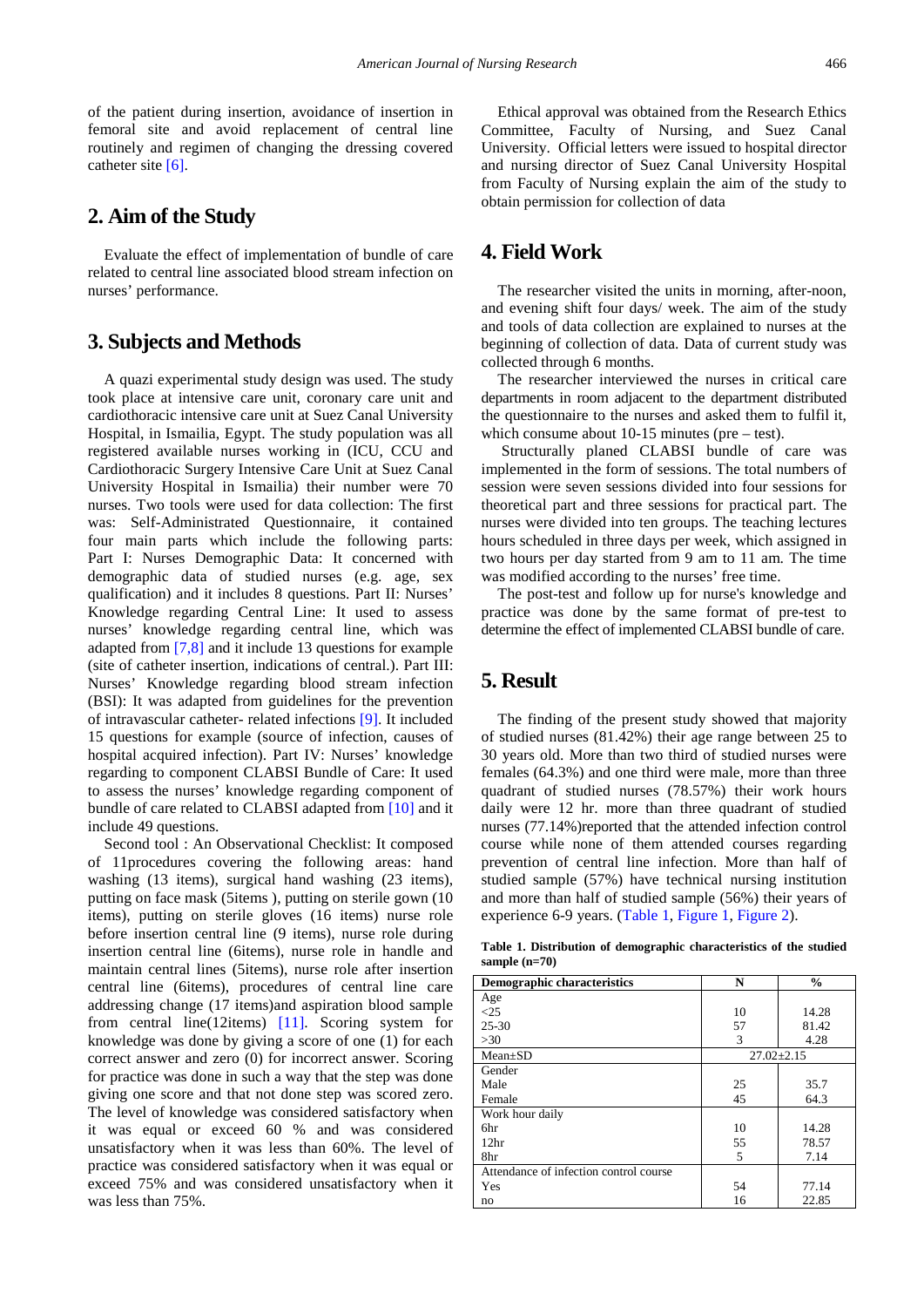of the patient during insertion, avoidance of insertion in femoral site and avoid replacement of central line routinely and regimen of changing the dressing covered catheter site [6].

## 2. Aim of the Study

Evaluate the effect of implementation of bundle of care related to central line associated blood stream infection on nurses' performance.

## 3. Subjects and Methods

A quazi experimental study design was used. The study took place at intensive care unit, coronary care unit and cardiothoracic intensive care unit at Suez Canal University Hospital, in Ismailia, Egypt. The study population was all registered available nurses working in (ICU, CCU and Cardiothoracic Surgery Intensive Care Unit at Suez Canal University Hospital in Ismailia) their number were 70 nurses. Two tools were used for data collection: The first was: Self-Administrated Questionnaire, it contained four main parts which include the following parts: Part I: Nurses Demographic Data: It concerned with demographic data of studied nurses (e.g. age, sex qualification) and it includes 8 questions. Part II: Nurses' Knowledge regarding Central Line: It used to assess nurses' knowledge regarding central line, which was adapted from [7,8] and it include 13 questions for example (site of catheter insertion, indications of central.). Part III: Nurses' Knowledge regarding blood stream infection (BSI): It was adapted from guidelines for the prevention of intravascular catheter- related infections [9]. It included 15 questions for example (source of infection, causes of hospital acquired infection). Part IV: Nurses' knowledge regarding to component CLABSI Bundle of Care: It used to assess the nurses' knowledge regarding component of bundle of care related to CLABSI adapted from [10] and it include 49 questions.

Second tool : An Observational Checklist: It composed of 11procedures covering the following areas: hand washing (13 items), surgical hand washing (23 items), putting on face mask (5items ), putting on sterile gown (10 items), putting on sterile gloves (16 items) nurse role before insertion central line (9 items), nurse role during insertion central line (6items), nurse role in handle and maintain central lines (5items), nurse role after insertion central line (6items), procedures of central line care addressing change (17 items)and aspiration blood sample from central line(12items) [11]. Scoring system for knowledge was done by giving a score of one (1) for each correct answer and zero (0) for incorrect answer. Scoring for practice was done in such a way that the step was done giving one score and that not done step was scored zero. The level of knowledge was considered satisfactory when it was equal or exceed 60 % and was considered unsatisfactory when it was less than 60%. The level of practice was considered satisfactory when it was equal or exceed 75% and was considered unsatisfactory when it was less than 75%.

Ethical approval was obtained from the Research Ethics Committee, Faculty of Nursing, and Suez Canal University. Official letters were issued to hospital director and nursing director of Suez Canal University Hospital from Faculty of Nursing explain the aim of the study to obtain permission for collection of data

## 4. Field Work

The researcher visited the units in morning, after-noon, and evening shift four days/ week. The aim of the study and tools of data collection are explained to nurses at the beginning of collection of data. Data of current study was collected through 6 months.

The researcher interviewed the nurses in critical care departments in room adjacent to the department distributed the questionnaire to the nurses and asked them to fulfil it, which consume about 10-15 minutes (pre – test).

Structurally planed CLABSI bundle of care was implemented in the form of sessions. The total numbers of session were seven sessions divided into four sessions for theoretical part and three sessions for practical part. The nurses were divided into ten groups. The teaching lectures hours scheduled in three days per week, which assigned in two hours per day started from 9 am to 11 am. The time was modified according to the nurses' free time.

The post-test and follow up for nurse's knowledge and practice was done by the same format of pre-test to determine the effect of implemented CLABSI bundle of care.

## 5. Result

The finding of the present study showed that majority of studied nurses (81.42%) their age range between 25 to 30 years old. More than two third of studied nurses were females (64.3%) and one third were male, more than three quadrant of studied nurses (78.57%) their work hours daily were 12 hr. more than three quadrant of studied nurses (77.14%)reported that the attended infection control course while none of them attended courses regarding prevention of central line infection. More than half of studied sample (57%) have technical nursing institution and more than half of studied sample (56%) their years of experience 6-9 years. (Table 1, Figure 1, Figure 2).

**Table 1. Distribution of demographic characteristics of the studied sample (n=70)**

| Demographic characteristics | N | % |
|---|---|---|
| Age | | |
| <25 | 10 | 14.28 |
| 25-30 | 57 | 81.42 |
| >30 | 3 | 4.28 |
| Mean±SD | 27.02±2.15 | |
| Gender | | |
| Male | 25 | 35.7 |
| Female | 45 | 64.3 |
| Work hour daily | | |
| 6hr | 10 | 14.28 |
| 12hr | 55 | 78.57 |
| 8hr | 5 | 7.14 |
| Attendance of infection control course | | |
| Yes | 54 | 77.14 |
| no | 16 | 22.85 |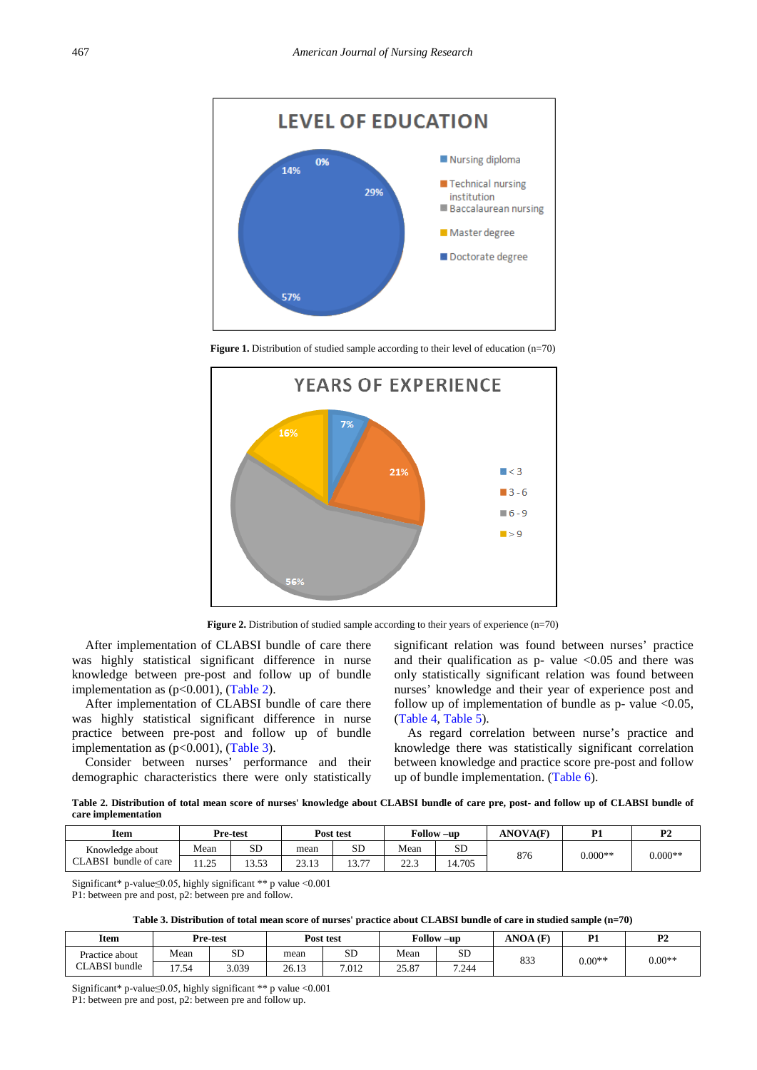**Figure 1.** Distribution of studied sample according to their level of education (n=70)

**Figure 2.** Distribution of studied sample according to their years of experience (n=70)

After implementation of CLABSI bundle of care there was highly statistical significant difference in nurse knowledge between pre-post and follow up of bundle implementation as (p<0.001), (Table 2).

After implementation of CLABSI bundle of care there was highly statistical significant difference in nurse practice between pre-post and follow up of bundle implementation as (p<0.001), (Table 3).

Consider between nurses' performance and their demographic characteristics there were only statistically significant relation was found between nurses' practice and their qualification as p- value <0.05 and there was only statistically significant relation was found between nurses' knowledge and their year of experience post and follow up of implementation of bundle as p- value <0.05, (Table 4, Table 5).

As regard correlation between nurse's practice and knowledge there was statistically significant correlation between knowledge and practice score pre-post and follow up of bundle implementation. (Table 6).

**Table 2. Distribution of total mean score of nurses' knowledge about CLABSI bundle of care pre, post- and follow up of CLABSI bundle of care implementation**

| Item | Pre-test | | Post test | | Follow –up | | ANOVA(F) | P1 | P2 |
|---|---|---|---|---|---|---|---|---|---|
| | Mean | SD | mean | SD | Mean | SD | | | |
| Knowledge about CLABSI bundle of care | 11.25 | 13.53 | 23.13 | 13.77 | 22.3 | 14.705 | 876 | 0.000** | 0.000** |

Significant* p-value≤0.05, highly significant ** p value <0.001
P1: between pre and post, p2: between pre and follow.

**Table 3. Distribution of total mean score of nurses' practice about CLABSI bundle of care in studied sample (n=70)**

| Item | Pre-test | | Post test | | Follow –up | | ANOA (F) | P1 | P2 |
|---|---|---|---|---|---|---|---|---|---|
| | Mean | SD | mean | SD | Mean | SD | | | |
| Practice about CLABSI bundle | 17.54 | 3.039 | 26.13 | 7.012 | 25.87 | 7.244 | 833 | 0.00** | 0.00** |

Significant* p-value≤0.05, highly significant ** p value <0.001
P1: between pre and post, p2: between pre and follow up.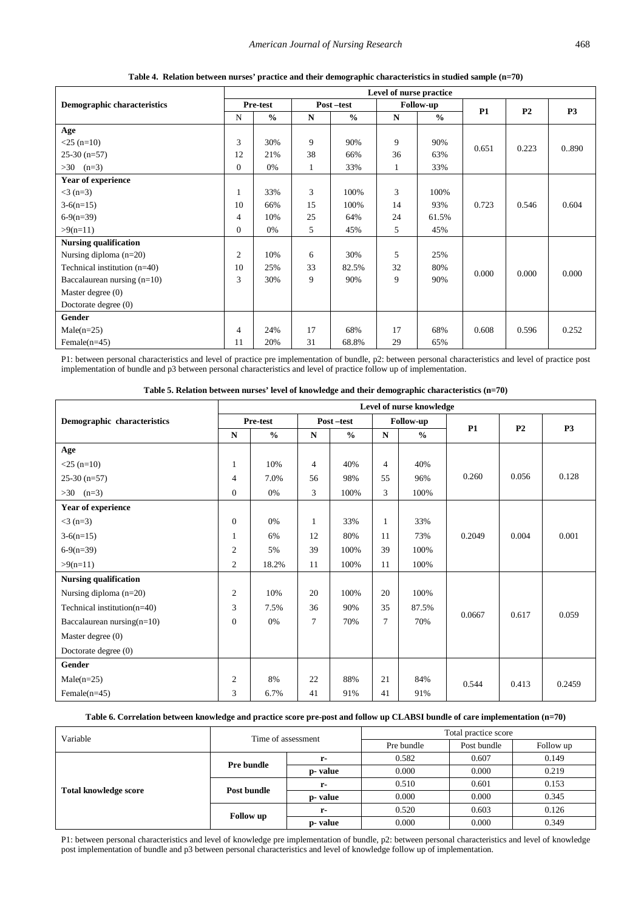**Table 4. Relation between nurses' practice and their demographic characteristics in studied sample (n=70)**

| Demographic characteristics | Level of nurse practice | | | | | | | | |
|---|---|---|---|---|---|---|---|---|---|
| | Pre-test | | Post –test | | Follow-up | | P1 | P2 | P3 |
| | N | % | N | % | N | % | | | |
| **Age** | | | | | | | | | |
| <25 (n=10) | 3 | 30% | 9 | 90% | 9 | 90% | 0.651 | 0.223 | 0..890 |
| 25-30 (n=57) | 12 | 21% | 38 | 66% | 36 | 63% | | | |
| >30 (n=3) | 0 | 0% | 1 | 33% | 1 | 33% | | | |
| **Year of experience** | | | | | | | | | |
| <3 (n=3) | 1 | 33% | 3 | 100% | 3 | 100% | 0.723 | 0.546 | 0.604 |
| 3-6(n=15) | 10 | 66% | 15 | 100% | 14 | 93% | | | |
| 6-9(n=39) | 4 | 10% | 25 | 64% | 24 | 61.5% | | | |
| >9(n=11) | 0 | 0% | 5 | 45% | 5 | 45% | | | |
| **Nursing qualification** | | | | | | | | | |
| Nursing diploma (n=20) | 2 | 10% | 6 | 30% | 5 | 25% | 0.000 | 0.000 | 0.000 |
| Technical institution (n=40) | 10 | 25% | 33 | 82.5% | 32 | 80% | | | |
| Baccalaurean nursing (n=10) | 3 | 30% | 9 | 90% | 9 | 90% | | | |
| Master degree (0) | | | | | | | | | |
| Doctorate degree (0) | | | | | | | | | |
| **Gender** | | | | | | | | | |
| Male(n=25) | 4 | 24% | 17 | 68% | 17 | 68% | 0.608 | 0.596 | 0.252 |
| Female(n=45) | 11 | 20% | 31 | 68.8% | 29 | 65% | | | |

P1: between personal characteristics and level of practice pre implementation of bundle, p2: between personal characteristics and level of practice post implementation of bundle and p3 between personal characteristics and level of practice follow up of implementation.

**Table 5. Relation between nurses' level of knowledge and their demographic characteristics (n=70)**

| Demographic characteristics | Level of nurse knowledge | | | | | | | | |
|---|---|---|---|---|---|---|---|---|---|
| | Pre-test | | Post –test | | Follow-up | | P1 | P2 | P3 |
| | N | % | N | % | N | % | | | |
| **Age** | | | | | | | | | |
| <25 (n=10) | 1 | 10% | 4 | 40% | 4 | 40% | 0.260 | 0.056 | 0.128 |
| 25-30 (n=57) | 4 | 7.0% | 56 | 98% | 55 | 96% | | | |
| >30 (n=3) | 0 | 0% | 3 | 100% | 3 | 100% | | | |
| **Year of experience** | | | | | | | | | |
| <3 (n=3) | 0 | 0% | 1 | 33% | 1 | 33% | 0.2049 | 0.004 | 0.001 |
| 3-6(n=15) | 1 | 6% | 12 | 80% | 11 | 73% | | | |
| 6-9(n=39) | 2 | 5% | 39 | 100% | 39 | 100% | | | |
| >9(n=11) | 2 | 18.2% | 11 | 100% | 11 | 100% | | | |
| **Nursing qualification** | | | | | | | | | |
| Nursing diploma (n=20) | 2 | 10% | 20 | 100% | 20 | 100% | 0.0667 | 0.617 | 0.059 |
| Technical institution(n=40) | 3 | 7.5% | 36 | 90% | 35 | 87.5% | | | |
| Baccalaurean nursing(n=10) | 0 | 0% | 7 | 70% | 7 | 70% | | | |
| Master degree (0) | | | | | | | | | |
| Doctorate degree (0) | | | | | | | | | |
| **Gender** | | | | | | | | | |
| Male(n=25) | 2 | 8% | 22 | 88% | 21 | 84% | 0.544 | 0.413 | 0.2459 |
| Female(n=45) | 3 | 6.7% | 41 | 91% | 41 | 91% | | | |

**Table 6. Correlation between knowledge and practice score pre-post and follow up CLABSI bundle of care implementation (n=70)**

| Variable | Time of assessment | | Total practice score | | |
|---|---|---|---|---|---|
| | | | Pre bundle | Post bundle | Follow up |
| **Total knowledge score** | **Pre bundle** | r- | 0.582 | 0.607 | 0.149 |
| | | p- value | 0.000 | 0.000 | 0.219 |
| | **Post bundle** | r- | 0.510 | 0.601 | 0.153 |
| | | p- value | 0.000 | 0.000 | 0.345 |
| | **Follow up** | r- | 0.520 | 0.603 | 0.126 |
| | | p- value | 0.000 | 0.000 | 0.349 |

P1: between personal characteristics and level of knowledge pre implementation of bundle, p2: between personal characteristics and level of knowledge post implementation of bundle and p3 between personal characteristics and level of knowledge follow up of implementation.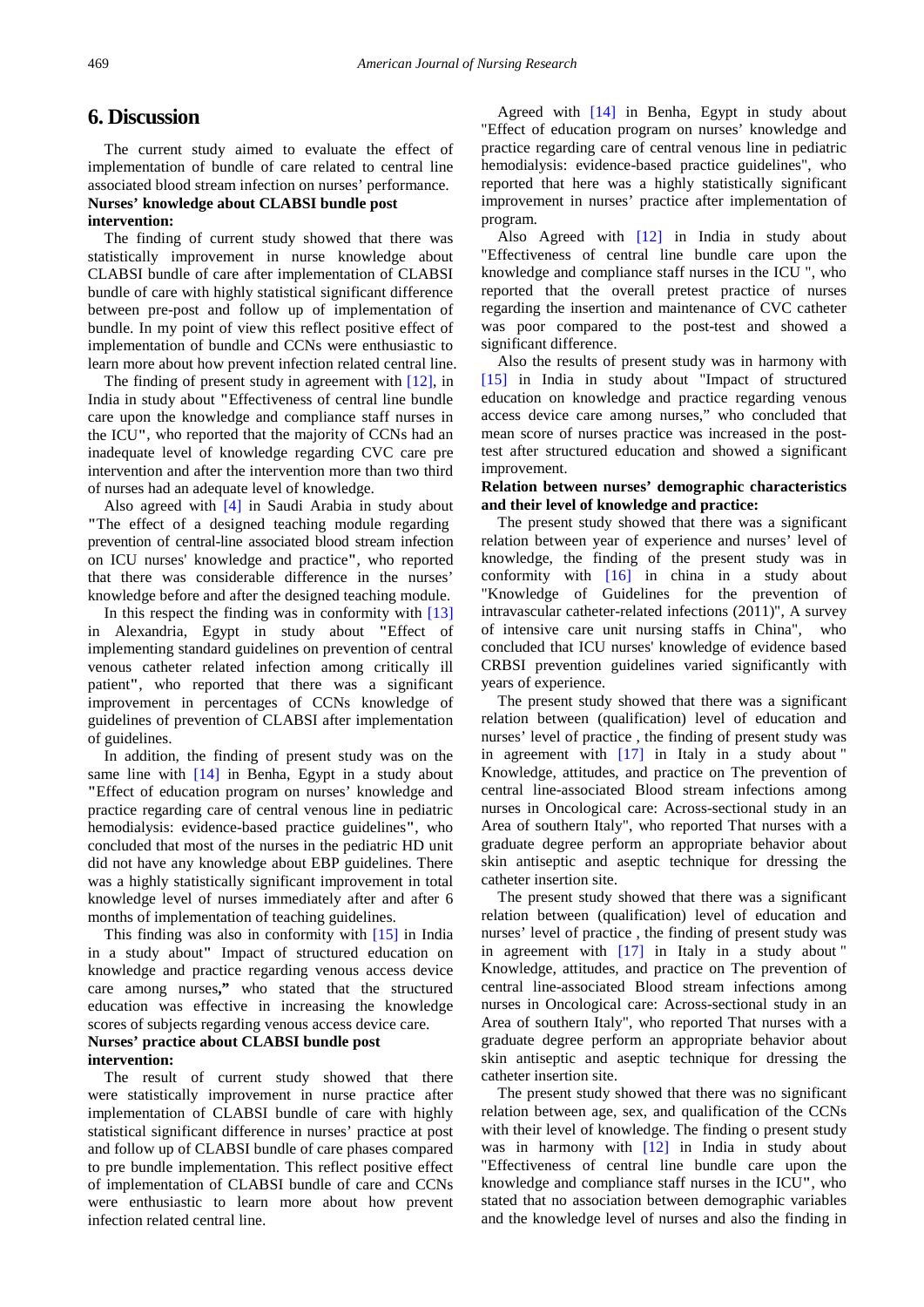# 6. Discussion

The current study aimed to evaluate the effect of implementation of bundle of care related to central line associated blood stream infection on nurses' performance.

**Nurses' knowledge about CLABSI bundle post intervention:**

The finding of current study showed that there was statistically improvement in nurse knowledge about CLABSI bundle of care after implementation of CLABSI bundle of care with highly statistical significant difference between pre-post and follow up of implementation of bundle. In my point of view this reflect positive effect of implementation of bundle and CCNs were enthusiastic to learn more about how prevent infection related central line.

The finding of present study in agreement with [12], in India in study about "Effectiveness of central line bundle care upon the knowledge and compliance staff nurses in the ICU", who reported that the majority of CCNs had an inadequate level of knowledge regarding CVC care pre intervention and after the intervention more than two third of nurses had an adequate level of knowledge.

Also agreed with [4] in Saudi Arabia in study about "The effect of a designed teaching module regarding prevention of central-line associated blood stream infection on ICU nurses' knowledge and practice", who reported that there was considerable difference in the nurses' knowledge before and after the designed teaching module.

In this respect the finding was in conformity with [13] in Alexandria, Egypt in study about "Effect of implementing standard guidelines on prevention of central venous catheter related infection among critically ill patient", who reported that there was a significant improvement in percentages of CCNs knowledge of guidelines of prevention of CLABSI after implementation of guidelines.

In addition, the finding of present study was on the same line with [14] in Benha, Egypt in a study about "Effect of education program on nurses' knowledge and practice regarding care of central venous line in pediatric hemodialysis: evidence-based practice guidelines", who concluded that most of the nurses in the pediatric HD unit did not have any knowledge about EBP guidelines. There was a highly statistically significant improvement in total knowledge level of nurses immediately after and after 6 months of implementation of teaching guidelines.

This finding was also in conformity with [15] in India in a study about" Impact of structured education on knowledge and practice regarding venous access device care among nurses," who stated that the structured education was effective in increasing the knowledge scores of subjects regarding venous access device care.

**Nurses' practice about CLABSI bundle post intervention:**

The result of current study showed that there were statistically improvement in nurse practice after implementation of CLABSI bundle of care with highly statistical significant difference in nurses' practice at post and follow up of CLABSI bundle of care phases compared to pre bundle implementation. This reflect positive effect of implementation of CLABSI bundle of care and CCNs were enthusiastic to learn more about how prevent infection related central line.

Agreed with [14] in Benha, Egypt in study about "Effect of education program on nurses' knowledge and practice regarding care of central venous line in pediatric hemodialysis: evidence-based practice guidelines", who reported that here was a highly statistically significant improvement in nurses' practice after implementation of program.

Also Agreed with [12] in India in study about "Effectiveness of central line bundle care upon the knowledge and compliance staff nurses in the ICU ", who reported that the overall pretest practice of nurses regarding the insertion and maintenance of CVC catheter was poor compared to the post-test and showed a significant difference.

Also the results of present study was in harmony with [15] in India in study about "Impact of structured education on knowledge and practice regarding venous access device care among nurses," who concluded that mean score of nurses practice was increased in the post-test after structured education and showed a significant improvement.

**Relation between nurses' demographic characteristics and their level of knowledge and practice:**

The present study showed that there was a significant relation between year of experience and nurses' level of knowledge, the finding of the present study was in conformity with [16] in china in a study about "Knowledge of Guidelines for the prevention of intravascular catheter-related infections (2011)", A survey of intensive care unit nursing staffs in China", who concluded that ICU nurses' knowledge of evidence based CRBSI prevention guidelines varied significantly with years of experience.

The present study showed that there was a significant relation between (qualification) level of education and nurses' level of practice , the finding of present study was in agreement with [17] in Italy in a study about " Knowledge, attitudes, and practice on The prevention of central line-associated Blood stream infections among nurses in Oncological care: Across-sectional study in an Area of southern Italy", who reported That nurses with a graduate degree perform an appropriate behavior about skin antiseptic and aseptic technique for dressing the catheter insertion site.

The present study showed that there was a significant relation between (qualification) level of education and nurses' level of practice , the finding of present study was in agreement with [17] in Italy in a study about " Knowledge, attitudes, and practice on The prevention of central line-associated Blood stream infections among nurses in Oncological care: Across-sectional study in an Area of southern Italy", who reported That nurses with a graduate degree perform an appropriate behavior about skin antiseptic and aseptic technique for dressing the catheter insertion site.

The present study showed that there was no significant relation between age, sex, and qualification of the CCNs with their level of knowledge. The finding o present study was in harmony with [12] in India in study about "Effectiveness of central line bundle care upon the knowledge and compliance staff nurses in the ICU", who stated that no association between demographic variables and the knowledge level of nurses and also the finding in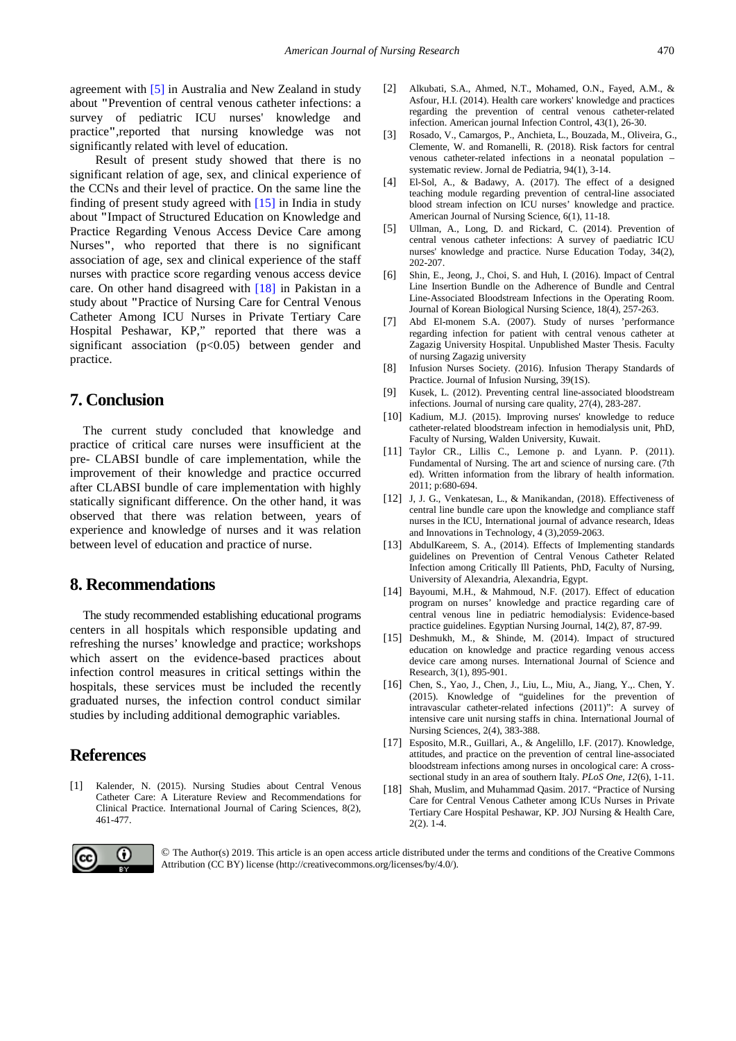agreement with [5] in Australia and New Zealand in study about "Prevention of central venous catheter infections: a survey of pediatric ICU nurses' knowledge and practice",reported that nursing knowledge was not significantly related with level of education.

Result of present study showed that there is no significant relation of age, sex, and clinical experience of the CCNs and their level of practice. On the same line the finding of present study agreed with [15] in India in study about "Impact of Structured Education on Knowledge and Practice Regarding Venous Access Device Care among Nurses", who reported that there is no significant association of age, sex and clinical experience of the staff nurses with practice score regarding venous access device care. On other hand disagreed with [18] in Pakistan in a study about "Practice of Nursing Care for Central Venous Catheter Among ICU Nurses in Private Tertiary Care Hospital Peshawar, KP," reported that there was a significant association ($p<0.05$) between gender and practice.

## 7. Conclusion

The current study concluded that knowledge and practice of critical care nurses were insufficient at the pre- CLABSI bundle of care implementation, while the improvement of their knowledge and practice occurred after CLABSI bundle of care implementation with highly statically significant difference. On the other hand, it was observed that there was relation between, years of experience and knowledge of nurses and it was relation between level of education and practice of nurse.

## 8. Recommendations

The study recommended establishing educational programs centers in all hospitals which responsible updating and refreshing the nurses' knowledge and practice; workshops which assert on the evidence-based practices about infection control measures in critical settings within the hospitals, these services must be included the recently graduated nurses, the infection control conduct similar studies by including additional demographic variables.

## References

[1] Kalender, N. (2015). Nursing Studies about Central Venous Catheter Care: A Literature Review and Recommendations for Clinical Practice. International Journal of Caring Sciences, 8(2), 461-477.

[2] Alkubati, S.A., Ahmed, N.T., Mohamed, O.N., Fayed, A.M., & Asfour, H.I. (2014). Health care workers' knowledge and practices regarding the prevention of central venous catheter-related infection. American journal Infection Control, 43(1), 26-30.

[3] Rosado, V., Camargos, P., Anchieta, L., Bouzada, M., Oliveira, G., Clemente, W. and Romanelli, R. (2018). Risk factors for central venous catheter-related infections in a neonatal population – systematic review. Jornal de Pediatria, 94(1), 3-14.

[4] El-Sol, A., & Badawy, A. (2017). The effect of a designed teaching module regarding prevention of central-line associated blood stream infection on ICU nurses' knowledge and practice. American Journal of Nursing Science, 6(1), 11-18.

[5] Ullman, A., Long, D. and Rickard, C. (2014). Prevention of central venous catheter infections: A survey of paediatric ICU nurses' knowledge and practice. Nurse Education Today, 34(2), 202-207.

[6] Shin, E., Jeong, J., Choi, S. and Huh, I. (2016). Impact of Central Line Insertion Bundle on the Adherence of Bundle and Central Line-Associated Bloodstream Infections in the Operating Room. Journal of Korean Biological Nursing Science, 18(4), 257-263.

[7] Abd El-monem S.A. (2007). Study of nurses 'performance regarding infection for patient with central venous catheter at Zagazig University Hospital. Unpublished Master Thesis. Faculty of nursing Zagazig university

[8] Infusion Nurses Society. (2016). Infusion Therapy Standards of Practice. Journal of Infusion Nursing, 39(1S).

[9] Kusek, L. (2012). Preventing central line-associated bloodstream infections. Journal of nursing care quality, 27(4), 283-287.

[10] Kadium, M.J. (2015). Improving nurses' knowledge to reduce catheter-related bloodstream infection in hemodialysis unit, PhD, Faculty of Nursing, Walden University, Kuwait.

[11] Taylor CR., Lillis C., Lemone p. and Lyann. P. (2011). Fundamental of Nursing. The art and science of nursing care. (7th ed). Written information from the library of health information. 2011; p:680-694.

[12] J, J. G., Venkatesan, L., & Manikandan, (2018). Effectiveness of central line bundle care upon the knowledge and compliance staff nurses in the ICU, International journal of advance research, Ideas and Innovations in Technology, 4 (3),2059-2063.

[13] AbdulKareem, S. A., (2014). Effects of Implementing standards guidelines on Prevention of Central Venous Catheter Related Infection among Critically Ill Patients, PhD, Faculty of Nursing, University of Alexandria, Alexandria, Egypt.

[14] Bayoumi, M.H., & Mahmoud, N.F. (2017). Effect of education program on nurses' knowledge and practice regarding care of central venous line in pediatric hemodialysis: Evidence-based practice guidelines. Egyptian Nursing Journal, 14(2), 87, 87-99.

[15] Deshmukh, M., & Shinde, M. (2014). Impact of structured education on knowledge and practice regarding venous access device care among nurses. International Journal of Science and Research, 3(1), 895-901.

[16] Chen, S., Yao, J., Chen, J., Liu, L., Miu, A., Jiang, Y.,. Chen, Y. (2015). Knowledge of "guidelines for the prevention of intravascular catheter-related infections (2011)": A survey of intensive care unit nursing staffs in china. International Journal of Nursing Sciences, 2(4), 383-388.

[17] Esposito, M.R., Guillari, A., & Angelillo, I.F. (2017). Knowledge, attitudes, and practice on the prevention of central line-associated bloodstream infections among nurses in oncological care: A cross-sectional study in an area of southern Italy. *PLoS One*, *12*(6), 1-11.

[18] Shah, Muslim, and Muhammad Qasim. 2017. "Practice of Nursing Care for Central Venous Catheter among ICUs Nurses in Private Tertiary Care Hospital Peshawar, KP. JOJ Nursing & Health Care, 2(2). 1-4.

© The Author(s) 2019. This article is an open access article distributed under the terms and conditions of the Creative Commons Attribution (CC BY) license (http://creativecommons.org/licenses/by/4.0/).